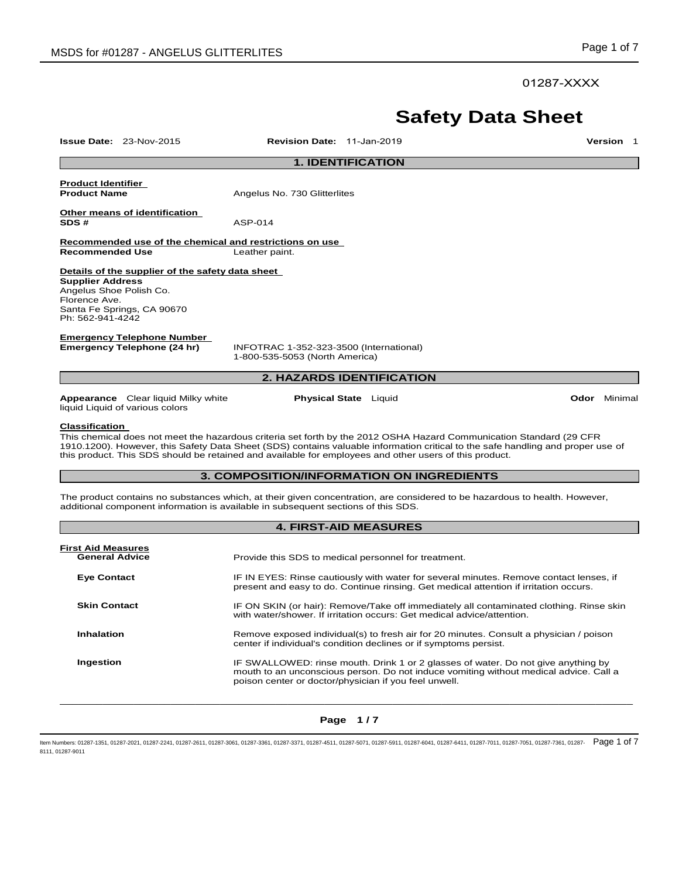01287-XXXX

# Safety Data Sheet

**Issue Date:** 23-Nov-2015 **Revision Date:** 11-Jan-2019 **Version** 1

## 1. IDENTIFICATION

**Product Identifier**

**Product Name** Angelus No. 730 Glitterlites

**Other means of identification**

**SDS #** ASP-014

**Recommended use of the chemical and restrictions on use**

**Recommended Use** Leather paint.

**Details of the supplier of the safety data sheet**

**Supplier Address**
Angelus Shoe Polish Co.
Florence Ave.
Santa Fe Springs, CA 90670
Ph: 562-941-4242

**Emergency Telephone Number**

**Emergency Telephone (24 hr)** INFOTRAC 1-352-323-3500 (International)
1-800-535-5053 (North America)

## 2. HAZARDS IDENTIFICATION

**Appearance** Clear liquid Milky white liquid Liquid of various colors **Physical State** Liquid **Odor** Minimal

**Classification**

This chemical does not meet the hazardous criteria set forth by the 2012 OSHA Hazard Communication Standard (29 CFR 1910.1200). However, this Safety Data Sheet (SDS) contains valuable information critical to the safe handling and proper use of this product. This SDS should be retained and available for employees and other users of this product.

## 3. COMPOSITION/INFORMATION ON INGREDIENTS

The product contains no substances which, at their given concentration, are considered to be hazardous to health. However, additional component information is available in subsequent sections of this SDS.

## 4. FIRST-AID MEASURES

**First Aid Measures**

**General Advice** Provide this SDS to medical personnel for treatment.

**Eye Contact** IF IN EYES: Rinse cautiously with water for several minutes. Remove contact lenses, if present and easy to do. Continue rinsing. Get medical attention if irritation occurs.

**Skin Contact** IF ON SKIN (or hair): Remove/Take off immediately all contaminated clothing. Rinse skin with water/shower. If irritation occurs: Get medical advice/attention.

**Inhalation** Remove exposed individual(s) to fresh air for 20 minutes. Consult a physician / poison center if individual's condition declines or if symptoms persist.

**Ingestion** IF SWALLOWED: rinse mouth. Drink 1 or 2 glasses of water. Do not give anything by mouth to an unconscious person. Do not induce vomiting without medical advice. Call a poison center or doctor/physician if you feel unwell.

Item Numbers: 01287-1351, 01287-2021, 01287-2241, 01287-2611, 01287-3061, 01287-3361, 01287-3371, 01287-4511, 01287-5071, 01287-5911, 01287-6041, 01287-6411, 01287-7011, 01287-7051, 01287-7361, 01287-8111, 01287-9011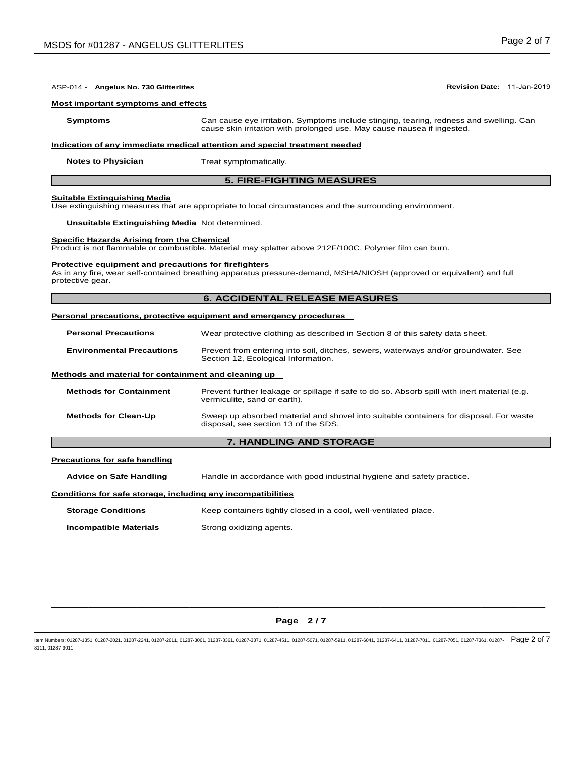ASP-014 - **Angelus No. 730 Glitterlites** **Revision Date:** 11-Jan-2019

**Most important symptoms and effects**

| | |
|---|---|
| **Symptoms** | Can cause eye irritation. Symptoms include stinging, tearing, redness and swelling. Can cause skin irritation with prolonged use. May cause nausea if ingested. |

**Indication of any immediate medical attention and special treatment needed**

| | |
|---|---|
| **Notes to Physician** | Treat symptomatically. |

## 5. FIRE-FIGHTING MEASURES

**Suitable Extinguishing Media**

Use extinguishing measures that are appropriate to local circumstances and the surrounding environment.

**Unsuitable Extinguishing Media** Not determined.

**Specific Hazards Arising from the Chemical**

Product is not flammable or combustible. Material may splatter above 212F/100C. Polymer film can burn.

**Protective equipment and precautions for firefighters**

As in any fire, wear self-contained breathing apparatus pressure-demand, MSHA/NIOSH (approved or equivalent) and full protective gear.

## 6. ACCIDENTAL RELEASE MEASURES

**Personal precautions, protective equipment and emergency procedures**

| | |
|---|---|
| **Personal Precautions** | Wear protective clothing as described in Section 8 of this safety data sheet. |
| **Environmental Precautions** | Prevent from entering into soil, ditches, sewers, waterways and/or groundwater. See Section 12, Ecological Information. |

**Methods and material for containment and cleaning up**

| | |
|---|---|
| **Methods for Containment** | Prevent further leakage or spillage if safe to do so. Absorb spill with inert material (e.g. vermiculite, sand or earth). |
| **Methods for Clean-Up** | Sweep up absorbed material and shovel into suitable containers for disposal. For waste disposal, see section 13 of the SDS. |

## 7. HANDLING AND STORAGE

**Precautions for safe handling**

| | |
|---|---|
| **Advice on Safe Handling** | Handle in accordance with good industrial hygiene and safety practice. |

**Conditions for safe storage, including any incompatibilities**

| | |
|---|---|
| **Storage Conditions** | Keep containers tightly closed in a cool, well-ventilated place. |
| **Incompatible Materials** | Strong oxidizing agents. |

Item Numbers: 01287-1351, 01287-2021, 01287-2241, 01287-2611, 01287-3061, 01287-3361, 01287-3371, 01287-4511, 01287-5071, 01287-5911, 01287-6041, 01287-6411, 01287-7011, 01287-7051, 01287-7361, 01287-8111, 01287-9011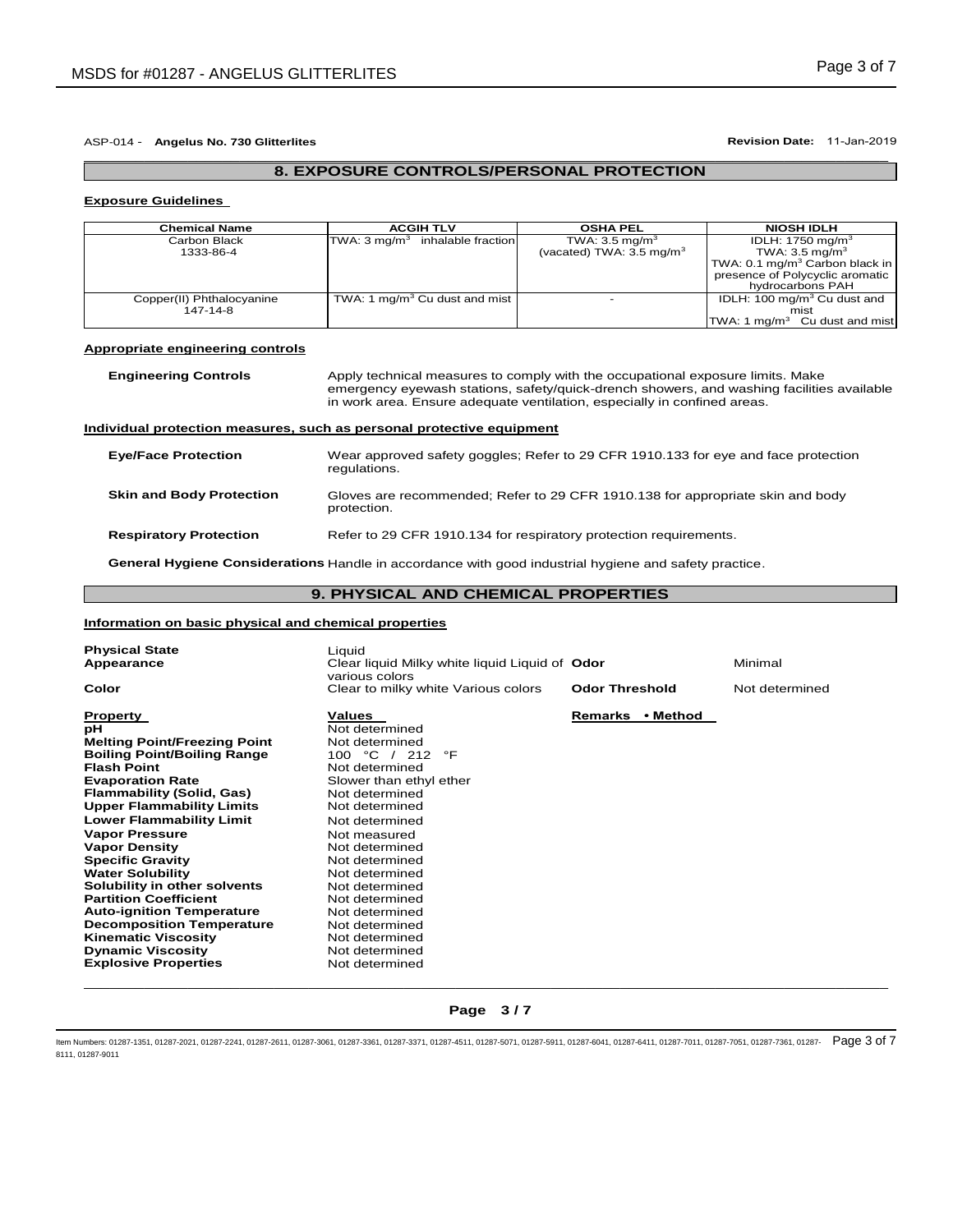ASP-014 - **Angelus No. 730 Glitterlites** **Revision Date:** 11-Jan-2019

## 8. EXPOSURE CONTROLS/PERSONAL PROTECTION

**Exposure Guidelines**

| Chemical Name | ACGIH TLV | OSHA PEL | NIOSH IDLH |
|---|---|---|---|
| Carbon Black 1333-86-4 | TWA: 3 $mg/m^3$ inhalable fraction | TWA: 3.5 $mg/m^3$ (vacated) TWA: 3.5 $mg/m^3$ | IDLH: 1750 $mg/m^3$ TWA: 3.5 $mg/m^3$ TWA: 0.1 $mg/m^3$ Carbon black in presence of Polycyclic aromatic hydrocarbons PAH |
| Copper(II) Phthalocyanine 147-14-8 | TWA: 1 $mg/m^3$ Cu dust and mist | - | IDLH: 100 $mg/m^3$ Cu dust and mist TWA: 1 $mg/m^3$ Cu dust and mist |

**Appropriate engineering controls**

**Engineering Controls** Apply technical measures to comply with the occupational exposure limits. Make emergency eyewash stations, safety/quick-drench showers, and washing facilities available in work area. Ensure adequate ventilation, especially in confined areas.

**Individual protection measures, such as personal protective equipment**

**Eye/Face Protection** Wear approved safety goggles; Refer to 29 CFR 1910.133 for eye and face protection regulations.

**Skin and Body Protection** Gloves are recommended; Refer to 29 CFR 1910.138 for appropriate skin and body protection.

**Respiratory Protection** Refer to 29 CFR 1910.134 for respiratory protection requirements.

**General Hygiene Considerations** Handle in accordance with good industrial hygiene and safety practice.

## 9. PHYSICAL AND CHEMICAL PROPERTIES

**Information on basic physical and chemical properties**

**Physical State** Liquid
**Appearance** Clear liquid Milky white liquid Liquid of various colors
**Odor** Minimal
**Color** Clear to milky white Various colors
**Odor Threshold** Not determined

| Property | Values | Remarks • Method |
|---|---|---|
| pH | Not determined | |
| Melting Point/Freezing Point | Not determined | |
| Boiling Point/Boiling Range | 100 °C / 212 °F | |
| Flash Point | Not determined | |
| Evaporation Rate | Slower than ethyl ether | |
| Flammability (Solid, Gas) | Not determined | |
| Upper Flammability Limits | Not determined | |
| Lower Flammability Limit | Not determined | |
| Vapor Pressure | Not measured | |
| Vapor Density | Not determined | |
| Specific Gravity | Not determined | |
| Water Solubility | Not determined | |
| Solubility in other solvents | Not determined | |
| Partition Coefficient | Not determined | |
| Auto-ignition Temperature | Not determined | |
| Decomposition Temperature | Not determined | |
| Kinematic Viscosity | Not determined | |
| Dynamic Viscosity | Not determined | |
| Explosive Properties | Not determined | |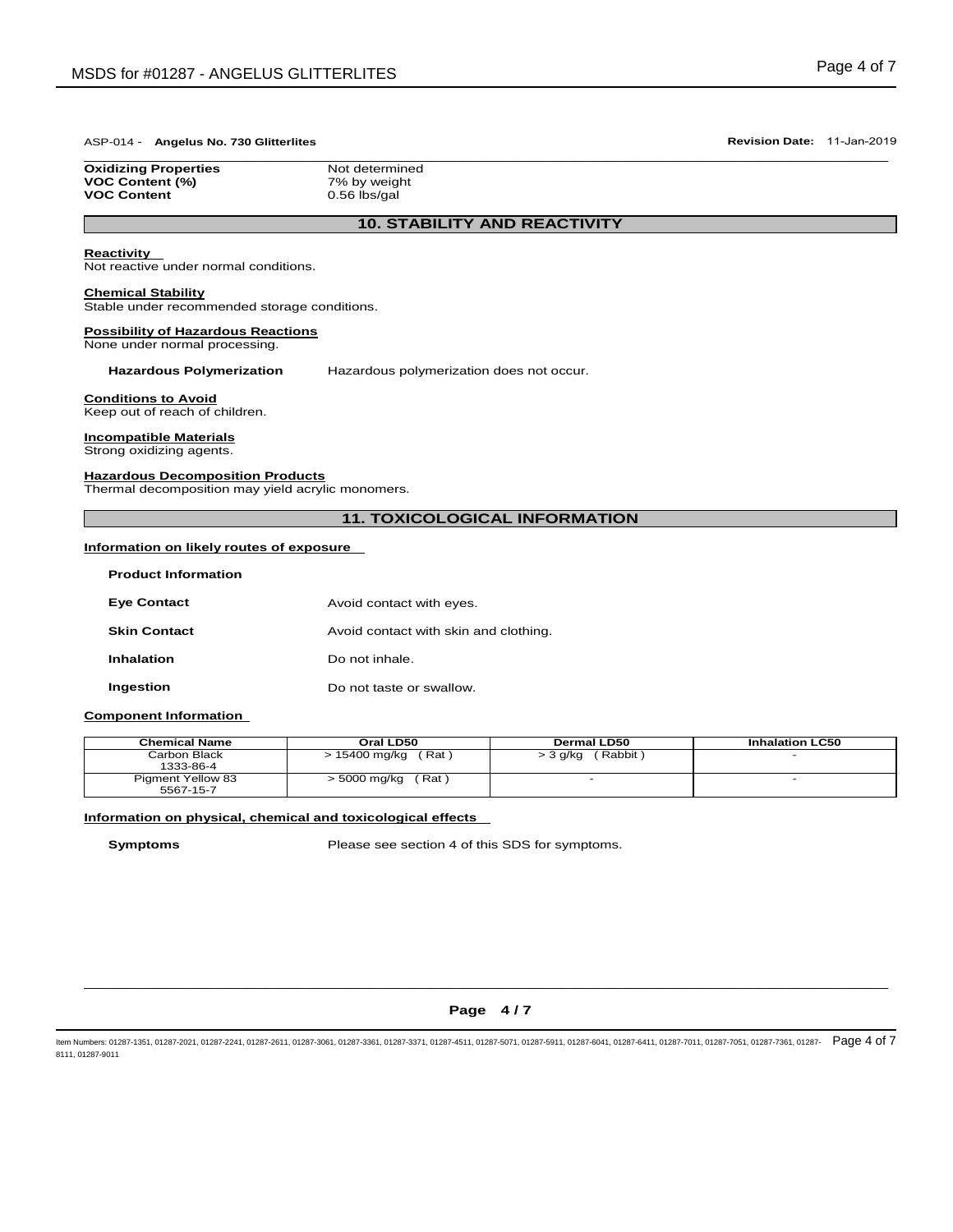ASP-014 - **Angelus No. 730 Glitterlites** **Revision Date:** 11-Jan-2019

| | |
|---|---|
| **Oxidizing Properties** | Not determined |
| **VOC Content (%)** | 7% by weight |
| **VOC Content** | 0.56 lbs/gal |

## 10. STABILITY AND REACTIVITY

**Reactivity**
Not reactive under normal conditions.

**Chemical Stability**
Stable under recommended storage conditions.

**Possibility of Hazardous Reactions**
None under normal processing.

**Hazardous Polymerization** Hazardous polymerization does not occur.

**Conditions to Avoid**
Keep out of reach of children.

**Incompatible Materials**
Strong oxidizing agents.

**Hazardous Decomposition Products**
Thermal decomposition may yield acrylic monomers.

## 11. TOXICOLOGICAL INFORMATION

**Information on likely routes of exposure**

**Product Information**

| | |
|---|---|
| **Eye Contact** | Avoid contact with eyes. |
| **Skin Contact** | Avoid contact with skin and clothing. |
| **Inhalation** | Do not inhale. |
| **Ingestion** | Do not taste or swallow. |

**Component Information**

| Chemical Name | Oral LD50 | Dermal LD50 | Inhalation LC50 |
|---|---|---|---|
| Carbon Black 1333-86-4 | > 15400 mg/kg ( Rat ) | > 3 g/kg ( Rabbit ) | - |
| Pigment Yellow 83 5567-15-7 | > 5000 mg/kg ( Rat ) | - | - |

**Information on physical, chemical and toxicological effects**

**Symptoms** Please see section 4 of this SDS for symptoms.

Item Numbers: 01287-1351, 01287-2021, 01287-2241, 01287-2611, 01287-3061, 01287-3361, 01287-3371, 01287-4511, 01287-5071, 01287-5911, 01287-6041, 01287-6411, 01287-7011, 01287-7051, 01287-7361, 01287-8111, 01287-9011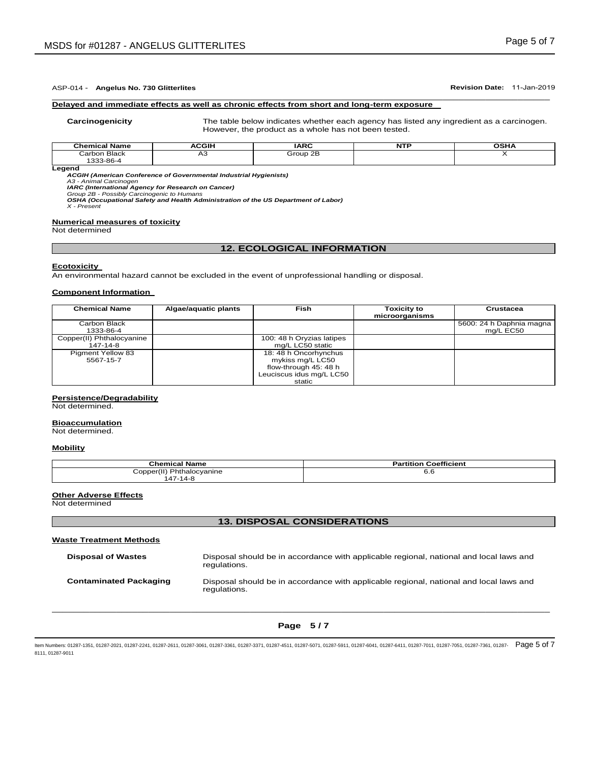ASP-014 - **Angelus No. 730 Glitterlites** **Revision Date:** 11-Jan-2019

**Delayed and immediate effects as well as chronic effects from short and long-term exposure**

**Carcinogenicity** The table below indicates whether each agency has listed any ingredient as a carcinogen. However, the product as a whole has not been tested.

| Chemical Name | ACGIH | IARC | NTP | OSHA |
|---|---|---|---|---|
| Carbon Black 1333-86-4 | A3 | Group 2B | | X |

**Legend**

***ACGIH (American Conference of Governmental Industrial Hygienists)***
*A3 - Animal Carcinogen*
***IARC (International Agency for Research on Cancer)***
*Group 2B - Possibly Carcinogenic to Humans*
***OSHA (Occupational Safety and Health Administration of the US Department of Labor)***
*X - Present*

**Numerical measures of toxicity**
Not determined

## 12. ECOLOGICAL INFORMATION

**Ecotoxicity**
An environmental hazard cannot be excluded in the event of unprofessional handling or disposal.

**Component Information**

| Chemical Name | Algae/aquatic plants | Fish | Toxicity to microorganisms | Crustacea |
|---|---|---|---|---|
| Carbon Black 1333-86-4 | | | | 5600: 24 h Daphnia magna mg/L EC50 |
| Copper(II) Phthalocyanine 147-14-8 | | 100: 48 h Oryzias latipes mg/L LC50 static | | |
| Pigment Yellow 83 5567-15-7 | | 18: 48 h Oncorhynchus mykiss mg/L LC50 flow-through 45: 48 h Leuciscus idus mg/L LC50 static | | |

**Persistence/Degradability**
Not determined.

**Bioaccumulation**
Not determined.

**Mobility**

| Chemical Name | Partition Coefficient |
|---|---|
| Copper(II) Phthalocyanine 147-14-8 | 6.6 |

**Other Adverse Effects**
Not determined

## 13. DISPOSAL CONSIDERATIONS

**Waste Treatment Methods**

**Disposal of Wastes** Disposal should be in accordance with applicable regional, national and local laws and regulations.

**Contaminated Packaging** Disposal should be in accordance with applicable regional, national and local laws and regulations.

Item Numbers: 01287-1351, 01287-2021, 01287-2241, 01287-2611, 01287-3061, 01287-3361, 01287-3371, 01287-4511, 01287-5071, 01287-5911, 01287-6041, 01287-6411, 01287-7011, 01287-7051, 01287-7361, 01287-8111, 01287-9011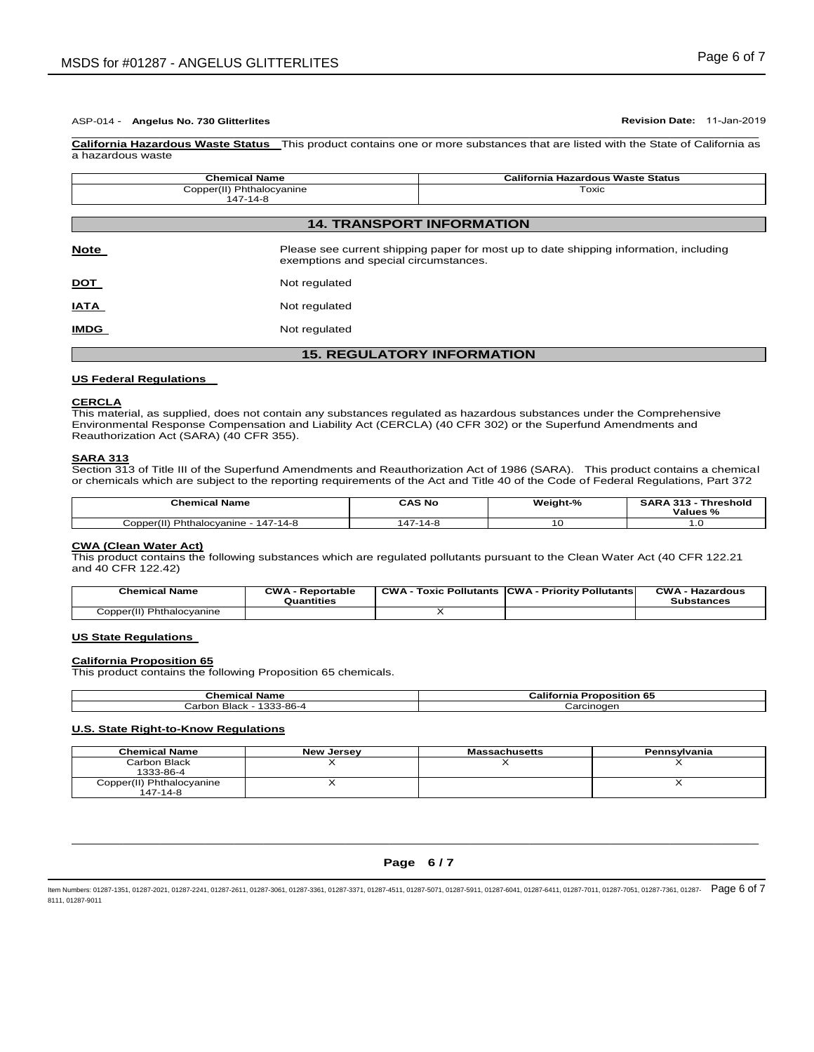ASP-014 - **Angelus No. 730 Glitterlites** **Revision Date:** 11-Jan-2019

**California Hazardous Waste Status** This product contains one or more substances that are listed with the State of California as a hazardous waste

| Chemical Name | California Hazardous Waste Status |
|---|---|
| Copper(II) Phthalocyanine 147-14-8 | Toxic |

## 14. TRANSPORT INFORMATION

**Note** Please see current shipping paper for most up to date shipping information, including exemptions and special circumstances.

**DOT** Not regulated

**IATA** Not regulated

**IMDG** Not regulated

## 15. REGULATORY INFORMATION

### US Federal Regulations

**CERCLA**
This material, as supplied, does not contain any substances regulated as hazardous substances under the Comprehensive Environmental Response Compensation and Liability Act (CERCLA) (40 CFR 302) or the Superfund Amendments and Reauthorization Act (SARA) (40 CFR 355).

**SARA 313**
Section 313 of Title III of the Superfund Amendments and Reauthorization Act of 1986 (SARA). This product contains a chemical or chemicals which are subject to the reporting requirements of the Act and Title 40 of the Code of Federal Regulations, Part 372

| Chemical Name | CAS No | Weight-% | SARA 313 - Threshold Values % |
|---|---|---|---|
| Copper(II) Phthalocyanine - 147-14-8 | 147-14-8 | 10 | 1.0 |

**CWA (Clean Water Act)**
This product contains the following substances which are regulated pollutants pursuant to the Clean Water Act (40 CFR 122.21 and 40 CFR 122.42)

| Chemical Name | CWA - Reportable Quantities | CWA - Toxic Pollutants | CWA - Priority Pollutants | CWA - Hazardous Substances |
|---|---|---|---|---|
| Copper(II) Phthalocyanine | | X | | |

### US State Regulations

**California Proposition 65**
This product contains the following Proposition 65 chemicals.

| Chemical Name | California Proposition 65 |
|---|---|
| Carbon Black - 1333-86-4 | Carcinogen |

**U.S. State Right-to-Know Regulations**

| Chemical Name | New Jersey | Massachusetts | Pennsylvania |
|---|---|---|---|
| Carbon Black 1333-86-4 | X | X | X |
| Copper(II) Phthalocyanine 147-14-8 | X | | X |

Item Numbers: 01287-1351, 01287-2021, 01287-2241, 01287-2611, 01287-3061, 01287-3361, 01287-3371, 01287-4511, 01287-5071, 01287-5911, 01287-6041, 01287-6411, 01287-7011, 01287-7051, 01287-7361, 01287-8111, 01287-9011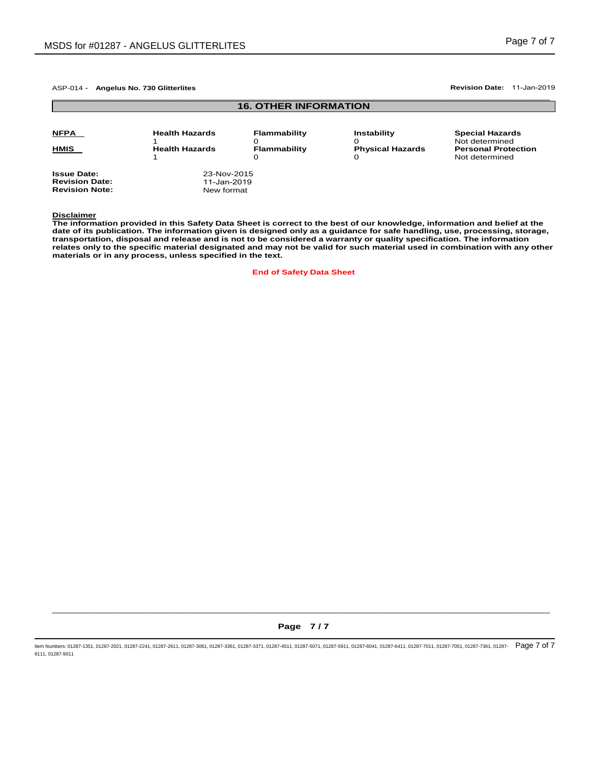ASP-014 - **Angelus No. 730 Glitterlites** **Revision Date:** 11-Jan-2019

## 16. OTHER INFORMATION

| | | | | |
|---|---|---|---|---|
| **NFPA** | **Health Hazards** | **Flammability** | **Instability** | **Special Hazards** |
| | 1 | 0 | 0 | Not determined |
| **HMIS** | **Health Hazards** | **Flammability** | **Physical Hazards** | **Personal Protection** |
| | 1 | 0 | 0 | Not determined |

**Issue Date:** 23-Nov-2015
**Revision Date:** 11-Jan-2019
**Revision Note:** New format

**Disclaimer**

**The information provided in this Safety Data Sheet is correct to the best of our knowledge, information and belief at the date of its publication. The information given is designed only as a guidance for safe handling, use, processing, storage, transportation, disposal and release and is not to be considered a warranty or quality specification. The information relates only to the specific material designated and may not be valid for such material used in combination with any other materials or in any process, unless specified in the text.**

**End of Safety Data Sheet**

Item Numbers: 01287-1351, 01287-2021, 01287-2241, 01287-2611, 01287-3061, 01287-3361, 01287-3371, 01287-4511, 01287-5071, 01287-5911, 01287-6041, 01287-6411, 01287-7011, 01287-7051, 01287-7361, 01287-8111, 01287-9011